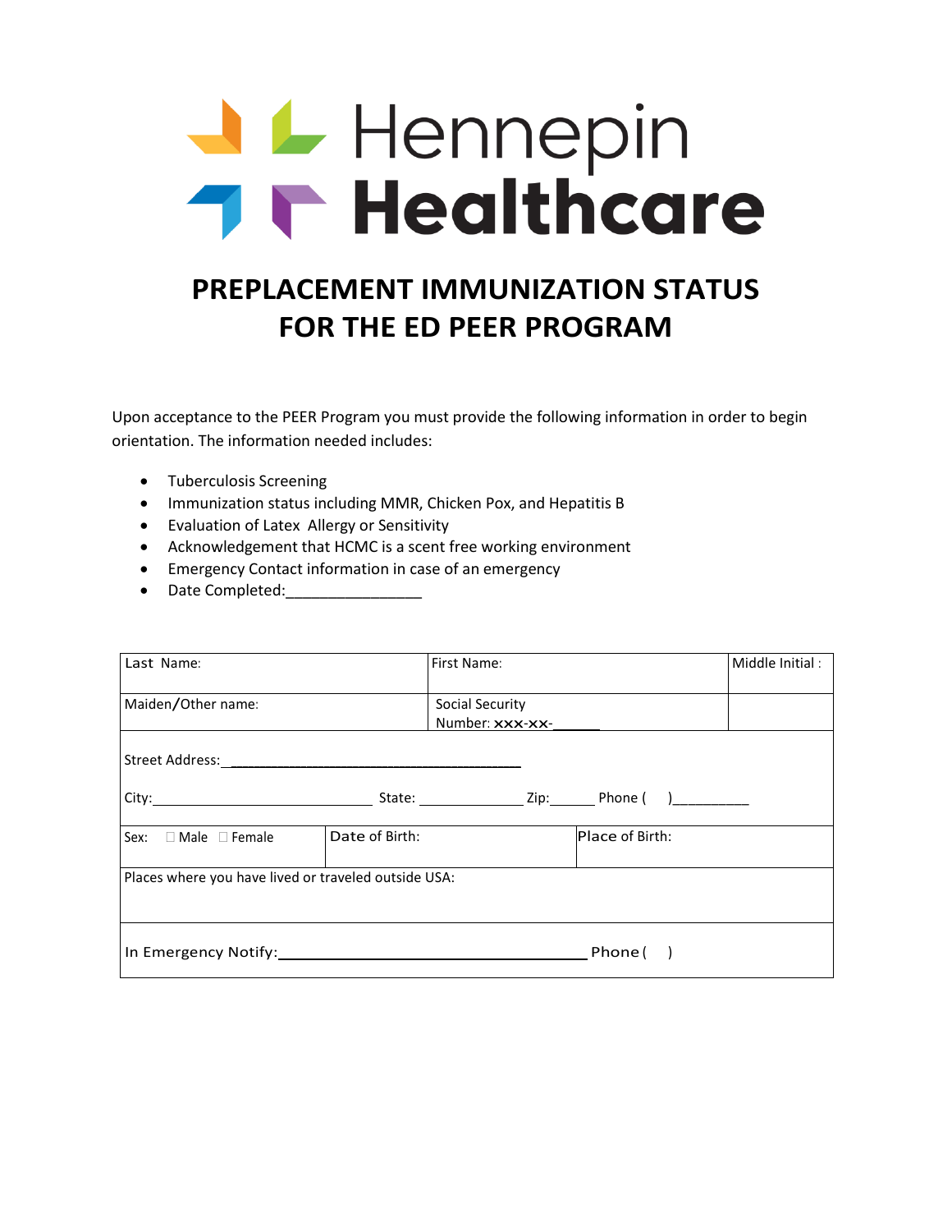Hennepin Healthcare

# PREPLACEMENT IMMUNIZATION STATUS FOR THE ED PEER PROGRAM

Upon acceptance to the PEER Program you must provide the following information in order to begin orientation. The information needed includes:

- Tuberculosis Screening
- Immunization status including MMR, Chicken Pox, and Hepatitis B
- Evaluation of Latex Allergy or Sensitivity
- Acknowledgement that HCMC is a scent free working environment
- Emergency Contact information in case of an emergency
- Date Completed:________________

| Last Name: | First Name: | Middle Initial : |
|---|---|---|
| Maiden/Other name: | Social Security Number: xxx-xx-______ | |
| Street Address:____________________________________ City:____________________________ State: _____________ Zip:______ Phone ( )__________ | | |
| Sex: ☐ Male ☐ Female | Date of Birth: | Place of Birth: |
| Places where you have lived or traveled outside USA: | | |
| In Emergency Notify:____________________________________ Phone ( ) | | |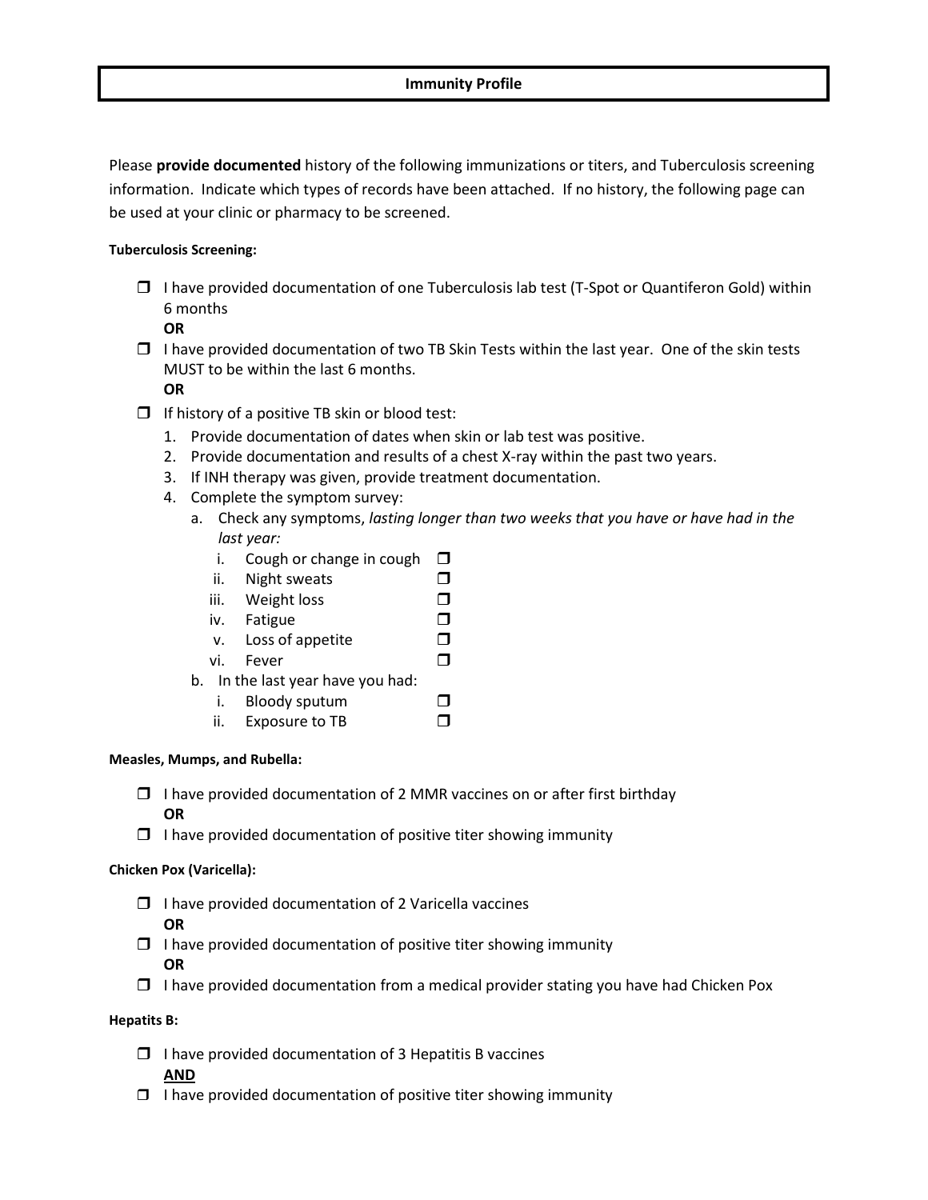# Immunity Profile

Please **provide documented** history of the following immunizations or titers, and Tuberculosis screening information. Indicate which types of records have been attached. If no history, the following page can be used at your clinic or pharmacy to be screened.

**Tuberculosis Screening:**

- ☐ I have provided documentation of one Tuberculosis lab test (T-Spot or Quantiferon Gold) within 6 months
  **OR**
- ☐ I have provided documentation of two TB Skin Tests within the last year. One of the skin tests MUST to be within the last 6 months.
  **OR**
- ☐ If history of a positive TB skin or blood test:
  1. Provide documentation of dates when skin or lab test was positive.
  2. Provide documentation and results of a chest X-ray within the past two years.
  3. If INH therapy was given, provide treatment documentation.
  4. Complete the symptom survey:
     a. Check any symptoms, *lasting longer than two weeks that you have or have had in the last year:*
        i. Cough or change in cough ☐
        ii. Night sweats ☐
        iii. Weight loss ☐
        iv. Fatigue ☐
        v. Loss of appetite ☐
        vi. Fever ☐
     b. In the last year have you had:
        i. Bloody sputum ☐
        ii. Exposure to TB ☐

**Measles, Mumps, and Rubella:**

- ☐ I have provided documentation of 2 MMR vaccines on or after first birthday
  **OR**
- ☐ I have provided documentation of positive titer showing immunity

**Chicken Pox (Varicella):**

- ☐ I have provided documentation of 2 Varicella vaccines
  **OR**
- ☐ I have provided documentation of positive titer showing immunity
  **OR**
- ☐ I have provided documentation from a medical provider stating you have had Chicken Pox

**Hepatits B:**

- ☐ I have provided documentation of 3 Hepatitis B vaccines
  **<u>AND</u>**
- ☐ I have provided documentation of positive titer showing immunity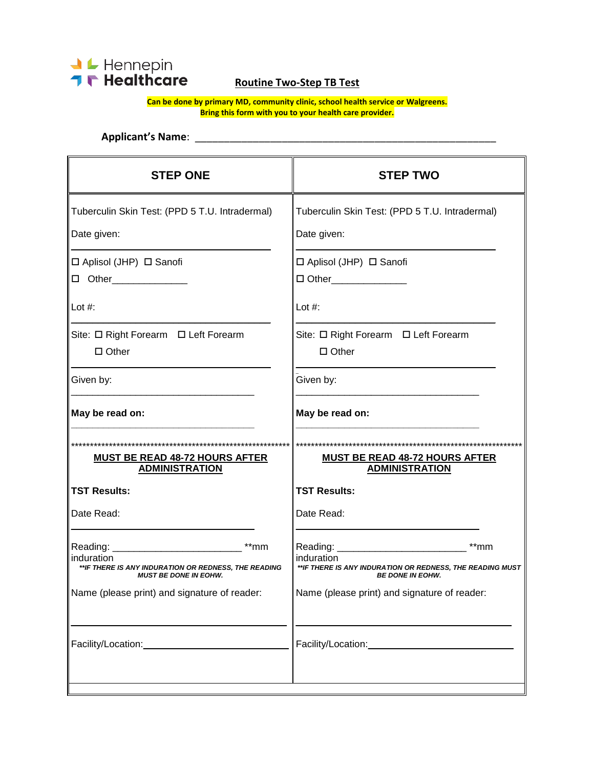Hennepin Healthcare

## Routine Two-Step TB Test

**Can be done by primary MD, community clinic, school health service or Walgreens.**
**Bring this form with you to your health care provider.**

**Applicant's Name**: ______________________________________________________

| STEP ONE | STEP TWO |
|---|---|
| Tuberculin Skin Test: (PPD 5 T.U. Intradermal) | Tuberculin Skin Test: (PPD 5 T.U. Intradermal) |
| Date given: ______________________________ | Date given: ______________________________ |
| ☐ Aplisol (JHP) ☐ Sanofi | ☐ Aplisol (JHP) ☐ Sanofi |
| ☐ Other______________ | ☐ Other______________ |
| Lot #: ______________________________ | Lot #: ______________________________ |
| Site: ☐ Right Forearm ☐ Left Forearm ☐ Other ______________________________ | Site: ☐ Right Forearm ☐ Left Forearm ☐ Other ______________________________ |
| Given by: ______________________________ | Given by: ______________________________ |
| **May be read on:** ______________________________ | **May be read on:** ______________________________ |
| ************************************************************ | ************************************************************ |
| **MUST BE READ 48-72 HOURS AFTER ADMINISTRATION** | **MUST BE READ 48-72 HOURS AFTER ADMINISTRATION** |
| **TST Results:** | **TST Results:** |
| Date Read: ______________________________ | Date Read: ______________________________ |
| Reading: ________________________ **mm induration | Reading: ________________________ **mm induration |
| ***\*\*IF THERE IS ANY INDURATION OR REDNESS, THE READING MUST BE DONE IN EOHW.*** | ***\*\*IF THERE IS ANY INDURATION OR REDNESS, THE READING MUST BE DONE IN EOHW.*** |
| Name (please print) and signature of reader: ______________________________ | Name (please print) and signature of reader: ______________________________ |
| Facility/Location:______________________________ | Facility/Location:______________________________ |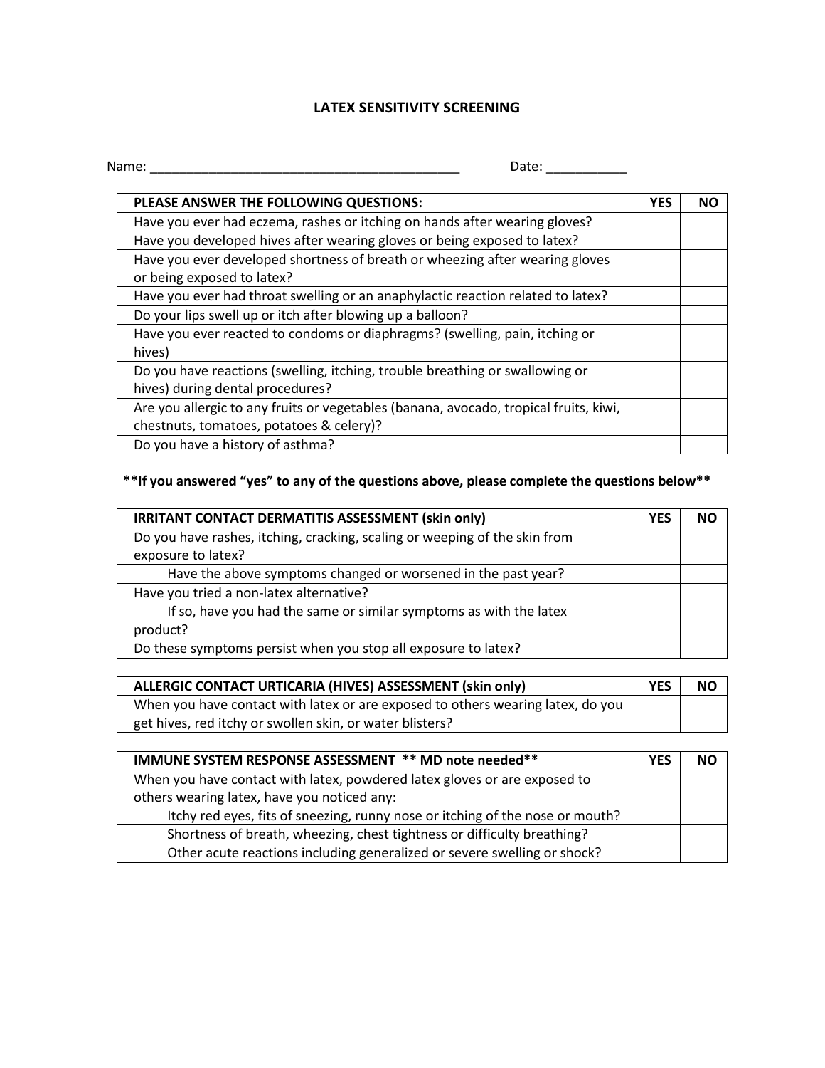# LATEX SENSITIVITY SCREENING

Name: ___________________________________________ Date: ___________

| PLEASE ANSWER THE FOLLOWING QUESTIONS: | YES | NO |
|---|---|---|
| Have you ever had eczema, rashes or itching on hands after wearing gloves? | | |
| Have you developed hives after wearing gloves or being exposed to latex? | | |
| Have you ever developed shortness of breath or wheezing after wearing gloves or being exposed to latex? | | |
| Have you ever had throat swelling or an anaphylactic reaction related to latex? | | |
| Do your lips swell up or itch after blowing up a balloon? | | |
| Have you ever reacted to condoms or diaphragms? (swelling, pain, itching or hives) | | |
| Do you have reactions (swelling, itching, trouble breathing or swallowing or hives) during dental procedures? | | |
| Are you allergic to any fruits or vegetables (banana, avocado, tropical fruits, kiwi, chestnuts, tomatoes, potatoes & celery)? | | |
| Do you have a history of asthma? | | |

**If you answered "yes" to any of the questions above, please complete the questions below**

| IRRITANT CONTACT DERMATITIS ASSESSMENT (skin only) | YES | NO |
|---|---|---|
| Do you have rashes, itching, cracking, scaling or weeping of the skin from exposure to latex? | | |
| Have the above symptoms changed or worsened in the past year? | | |
| Have you tried a non-latex alternative? | | |
| If so, have you had the same or similar symptoms as with the latex product? | | |
| Do these symptoms persist when you stop all exposure to latex? | | |

| ALLERGIC CONTACT URTICARIA (HIVES) ASSESSMENT (skin only) | YES | NO |
|---|---|---|
| When you have contact with latex or are exposed to others wearing latex, do you get hives, red itchy or swollen skin, or water blisters? | | |

| IMMUNE SYSTEM RESPONSE ASSESSMENT ** MD note needed** | YES | NO |
|---|---|---|
| When you have contact with latex, powdered latex gloves or are exposed to others wearing latex, have you noticed any: Itchy red eyes, fits of sneezing, runny nose or itching of the nose or mouth? | | |
| Shortness of breath, wheezing, chest tightness or difficulty breathing? | | |
| Other acute reactions including generalized or severe swelling or shock? | | |